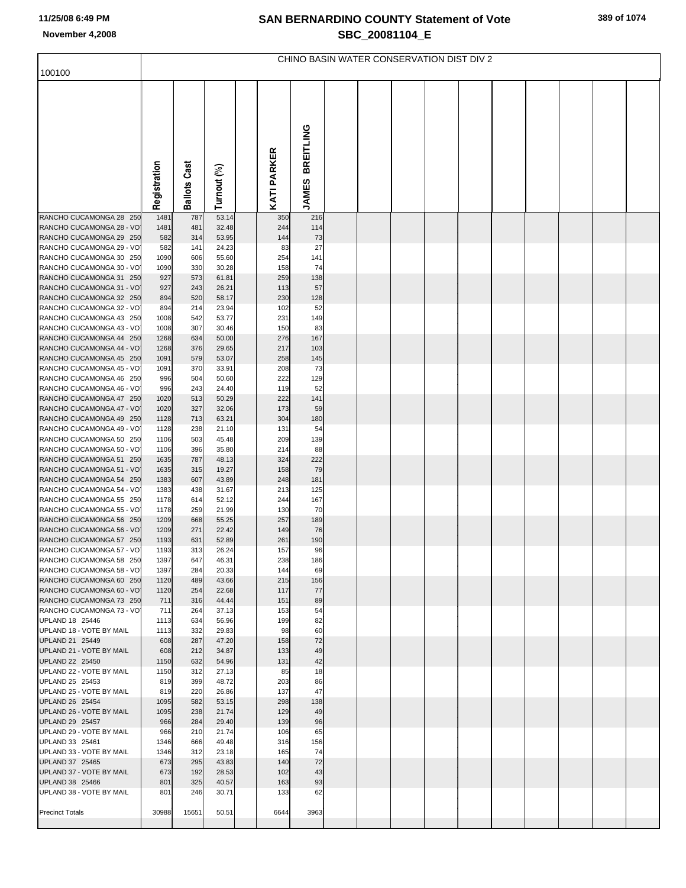# SAN BERNARDINO COUNTY Statement of Vote

## SBC_20081104_E

11/25/08 6:49 PM

November 4,2008

CHINO BASIN WATER CONSERVATION DIST DIV 2

100100

| | Registration | Ballots Cast | Turnout (%) | | KATI PARKER | JAMES BREITLING |
|---|---|---|---|---|---|---|
| RANCHO CUCAMONGA 28 250 | 1481 | 787 | 53.14 | | 350 | 216 |
| RANCHO CUCAMONGA 28 - VO | 1481 | 481 | 32.48 | | 244 | 114 |
| RANCHO CUCAMONGA 29 250 | 582 | 314 | 53.95 | | 144 | 73 |
| RANCHO CUCAMONGA 29 - VO | 582 | 141 | 24.23 | | 83 | 27 |
| RANCHO CUCAMONGA 30 250 | 1090 | 606 | 55.60 | | 254 | 141 |
| RANCHO CUCAMONGA 30 - VO | 1090 | 330 | 30.28 | | 158 | 74 |
| RANCHO CUCAMONGA 31 250 | 927 | 573 | 61.81 | | 259 | 138 |
| RANCHO CUCAMONGA 31 - VO | 927 | 243 | 26.21 | | 113 | 57 |
| RANCHO CUCAMONGA 32 250 | 894 | 520 | 58.17 | | 230 | 128 |
| RANCHO CUCAMONGA 32 - VO | 894 | 214 | 23.94 | | 102 | 52 |
| RANCHO CUCAMONGA 43 250 | 1008 | 542 | 53.77 | | 231 | 149 |
| RANCHO CUCAMONGA 43 - VO | 1008 | 307 | 30.46 | | 150 | 83 |
| RANCHO CUCAMONGA 44 250 | 1268 | 634 | 50.00 | | 276 | 167 |
| RANCHO CUCAMONGA 44 - VO | 1268 | 376 | 29.65 | | 217 | 103 |
| RANCHO CUCAMONGA 45 250 | 1091 | 579 | 53.07 | | 258 | 145 |
| RANCHO CUCAMONGA 45 - VO | 1091 | 370 | 33.91 | | 208 | 73 |
| RANCHO CUCAMONGA 46 250 | 996 | 504 | 50.60 | | 222 | 129 |
| RANCHO CUCAMONGA 46 - VO | 996 | 243 | 24.40 | | 119 | 52 |
| RANCHO CUCAMONGA 47 250 | 1020 | 513 | 50.29 | | 222 | 141 |
| RANCHO CUCAMONGA 47 - VO | 1020 | 327 | 32.06 | | 173 | 59 |
| RANCHO CUCAMONGA 49 250 | 1128 | 713 | 63.21 | | 304 | 180 |
| RANCHO CUCAMONGA 49 - VO | 1128 | 238 | 21.10 | | 131 | 54 |
| RANCHO CUCAMONGA 50 250 | 1106 | 503 | 45.48 | | 209 | 139 |
| RANCHO CUCAMONGA 50 - VO | 1106 | 396 | 35.80 | | 214 | 88 |
| RANCHO CUCAMONGA 51 250 | 1635 | 787 | 48.13 | | 324 | 222 |
| RANCHO CUCAMONGA 51 - VO | 1635 | 315 | 19.27 | | 158 | 79 |
| RANCHO CUCAMONGA 54 250 | 1383 | 607 | 43.89 | | 248 | 181 |
| RANCHO CUCAMONGA 54 - VO | 1383 | 438 | 31.67 | | 213 | 125 |
| RANCHO CUCAMONGA 55 250 | 1178 | 614 | 52.12 | | 244 | 167 |
| RANCHO CUCAMONGA 55 - VO | 1178 | 259 | 21.99 | | 130 | 70 |
| RANCHO CUCAMONGA 56 250 | 1209 | 668 | 55.25 | | 257 | 189 |
| RANCHO CUCAMONGA 56 - VO | 1209 | 271 | 22.42 | | 149 | 76 |
| RANCHO CUCAMONGA 57 250 | 1193 | 631 | 52.89 | | 261 | 190 |
| RANCHO CUCAMONGA 57 - VO | 1193 | 313 | 26.24 | | 157 | 96 |
| RANCHO CUCAMONGA 58 250 | 1397 | 647 | 46.31 | | 238 | 186 |
| RANCHO CUCAMONGA 58 - VO | 1397 | 284 | 20.33 | | 144 | 69 |
| RANCHO CUCAMONGA 60 250 | 1120 | 489 | 43.66 | | 215 | 156 |
| RANCHO CUCAMONGA 60 - VO | 1120 | 254 | 22.68 | | 117 | 77 |
| RANCHO CUCAMONGA 73 250 | 711 | 316 | 44.44 | | 151 | 89 |
| RANCHO CUCAMONGA 73 - VO | 711 | 264 | 37.13 | | 153 | 54 |
| UPLAND 18 25446 | 1113 | 634 | 56.96 | | 199 | 82 |
| UPLAND 18 - VOTE BY MAIL | 1113 | 332 | 29.83 | | 98 | 60 |
| UPLAND 21 25449 | 608 | 287 | 47.20 | | 158 | 72 |
| UPLAND 21 - VOTE BY MAIL | 608 | 212 | 34.87 | | 133 | 49 |
| UPLAND 22 25450 | 1150 | 632 | 54.96 | | 131 | 42 |
| UPLAND 22 - VOTE BY MAIL | 1150 | 312 | 27.13 | | 85 | 18 |
| UPLAND 25 25453 | 819 | 399 | 48.72 | | 203 | 86 |
| UPLAND 25 - VOTE BY MAIL | 819 | 220 | 26.86 | | 137 | 47 |
| UPLAND 26 25454 | 1095 | 582 | 53.15 | | 298 | 138 |
| UPLAND 26 - VOTE BY MAIL | 1095 | 238 | 21.74 | | 129 | 49 |
| UPLAND 29 25457 | 966 | 284 | 29.40 | | 139 | 96 |
| UPLAND 29 - VOTE BY MAIL | 966 | 210 | 21.74 | | 106 | 65 |
| UPLAND 33 25461 | 1346 | 666 | 49.48 | | 316 | 156 |
| UPLAND 33 - VOTE BY MAIL | 1346 | 312 | 23.18 | | 165 | 74 |
| UPLAND 37 25465 | 673 | 295 | 43.83 | | 140 | 72 |
| UPLAND 37 - VOTE BY MAIL | 673 | 192 | 28.53 | | 102 | 43 |
| UPLAND 38 25466 | 801 | 325 | 40.57 | | 163 | 93 |
| UPLAND 38 - VOTE BY MAIL | 801 | 246 | 30.71 | | 133 | 62 |
| Precinct Totals | 30988 | 15651 | 50.51 | | 6644 | 3963 |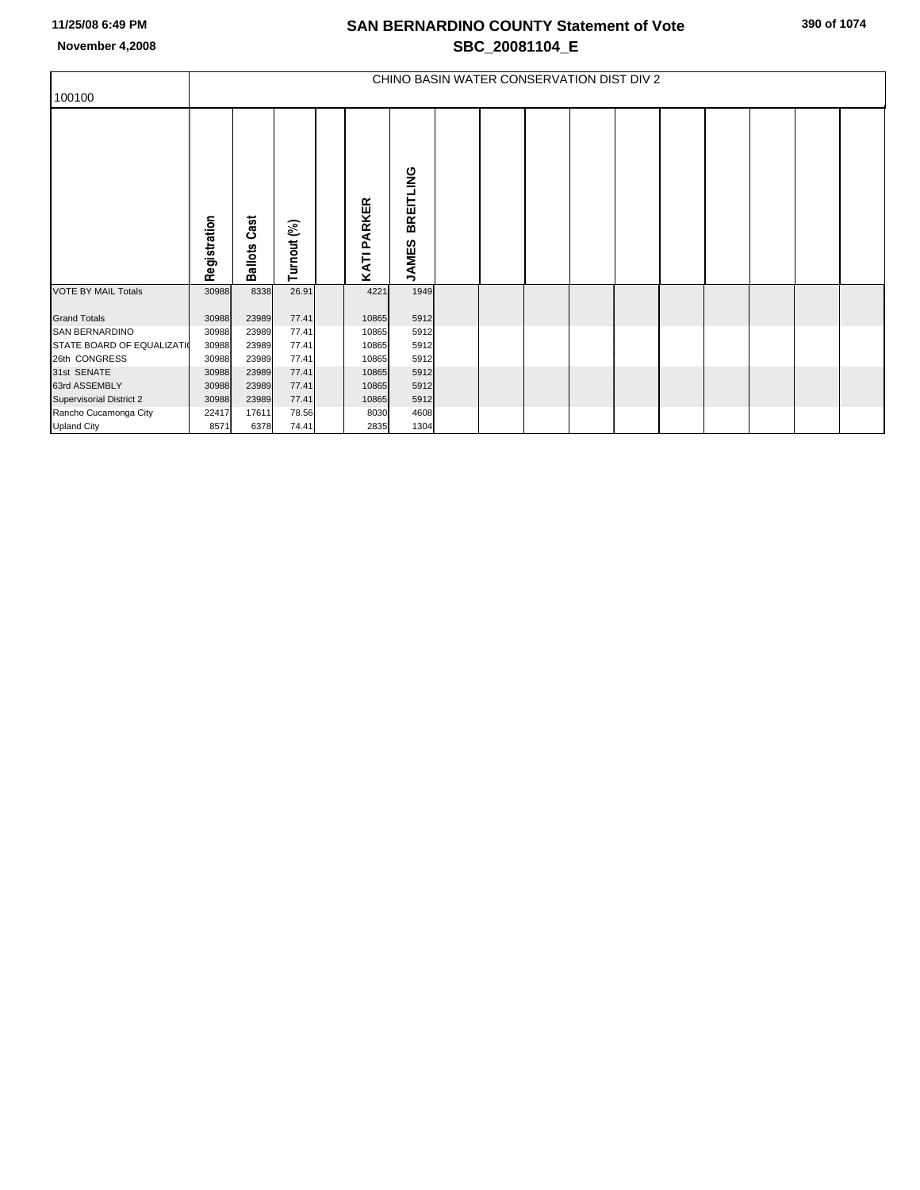# SAN BERNARDINO COUNTY Statement of Vote

## SBC_20081104_E

11/25/08 6:49 PM

November 4,2008

| 100100 | Registration | Ballots Cast | Turnout (%) | | KATI PARKER | JAMES BREITLING |
|---|---|---|---|---|---|---|
| | CHINO BASIN WATER CONSERVATION DIST DIV 2 | | | | | |
| VOTE BY MAIL Totals | 30988 | 8338 | 26.91 | | 4221 | 1949 |
| Grand Totals | 30988 | 23989 | 77.41 | | 10865 | 5912 |
| SAN BERNARDINO | 30988 | 23989 | 77.41 | | 10865 | 5912 |
| STATE BOARD OF EQUALIZATI | 30988 | 23989 | 77.41 | | 10865 | 5912 |
| 26th CONGRESS | 30988 | 23989 | 77.41 | | 10865 | 5912 |
| 31st SENATE | 30988 | 23989 | 77.41 | | 10865 | 5912 |
| 63rd ASSEMBLY | 30988 | 23989 | 77.41 | | 10865 | 5912 |
| Supervisorial District 2 | 30988 | 23989 | 77.41 | | 10865 | 5912 |
| Rancho Cucamonga City | 22417 | 17611 | 78.56 | | 8030 | 4608 |
| Upland City | 8571 | 6378 | 74.41 | | 2835 | 1304 |